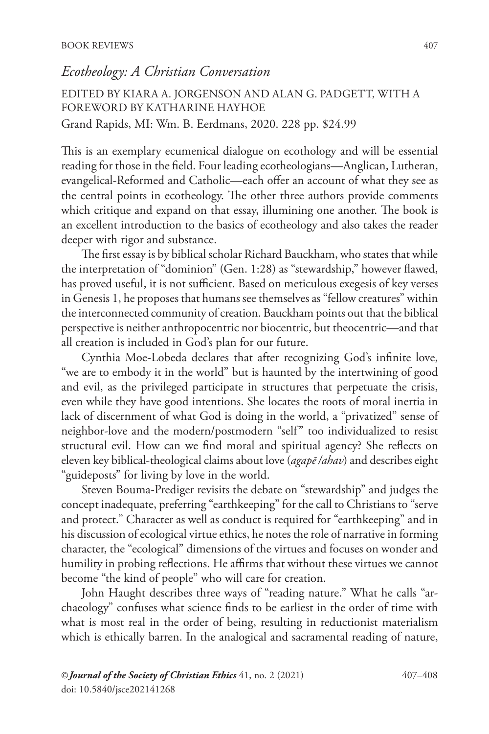## *Ecotheology: A Christian Conversation*

EDITED BY KIARA A. JORGENSON AND ALAN G. PADGETT, WITH A FOREWORD BY KATHARINE HAYHOE

Grand Rapids, MI: Wm. B. Eerdmans, 2020. 228 pp. $24.99

This is an exemplary ecumenical dialogue on ecothology and will be essential reading for those in the field. Four leading ecotheologians—Anglican, Lutheran, evangelical-Reformed and Catholic—each offer an account of what they see as the central points in ecotheology. The other three authors provide comments which critique and expand on that essay, illumining one another. The book is an excellent introduction to the basics of ecotheology and also takes the reader deeper with rigor and substance.

The first essay is by biblical scholar Richard Bauckham, who states that while the interpretation of "dominion" (Gen. 1:28) as "stewardship," however flawed, has proved useful, it is not sufficient. Based on meticulous exegesis of key verses in Genesis 1, he proposes that humans see themselves as "fellow creatures" within the interconnected community of creation. Bauckham points out that the biblical perspective is neither anthropocentric nor biocentric, but theocentric—and that all creation is included in God's plan for our future.

Cynthia Moe-Lobeda declares that after recognizing God's infinite love, "we are to embody it in the world" but is haunted by the intertwining of good and evil, as the privileged participate in structures that perpetuate the crisis, even while they have good intentions. She locates the roots of moral inertia in lack of discernment of what God is doing in the world, a "privatized" sense of neighbor-love and the modern/postmodern "self" too individualized to resist structural evil. How can we find moral and spiritual agency? She reflects on eleven key biblical-theological claims about love (*agapē/ahav*) and describes eight "guideposts" for living by love in the world.

Steven Bouma-Prediger revisits the debate on "stewardship" and judges the concept inadequate, preferring "earthkeeping" for the call to Christians to "serve and protect." Character as well as conduct is required for "earthkeeping" and in his discussion of ecological virtue ethics, he notes the role of narrative in forming character, the "ecological" dimensions of the virtues and focuses on wonder and humility in probing reflections. He affirms that without these virtues we cannot become "the kind of people" who will care for creation.

John Haught describes three ways of "reading nature." What he calls "archaeology" confuses what science finds to be earliest in the order of time with what is most real in the order of being, resulting in reductionist materialism which is ethically barren. In the analogical and sacramental reading of nature,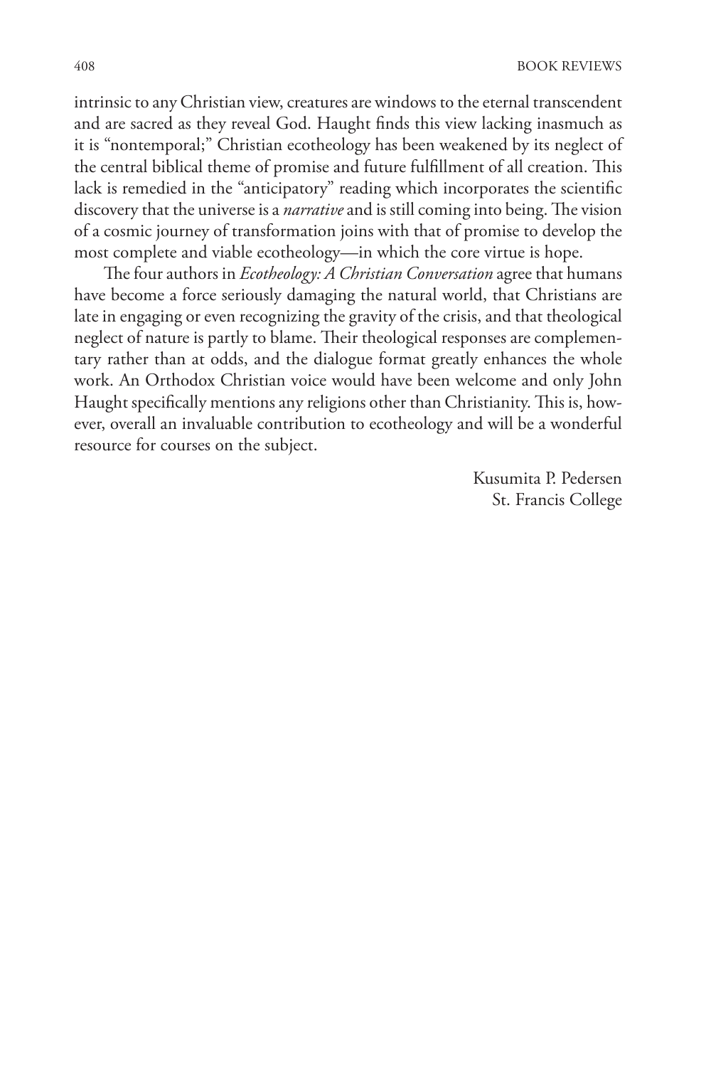intrinsic to any Christian view, creatures are windows to the eternal transcendent and are sacred as they reveal God. Haught finds this view lacking inasmuch as it is "nontemporal;" Christian ecotheology has been weakened by its neglect of the central biblical theme of promise and future fulfillment of all creation. This lack is remedied in the "anticipatory" reading which incorporates the scientific discovery that the universe is a *narrative* and is still coming into being. The vision of a cosmic journey of transformation joins with that of promise to develop the most complete and viable ecotheology—in which the core virtue is hope.

The four authors in *Ecotheology: A Christian Conversation* agree that humans have become a force seriously damaging the natural world, that Christians are late in engaging or even recognizing the gravity of the crisis, and that theological neglect of nature is partly to blame. Their theological responses are complementary rather than at odds, and the dialogue format greatly enhances the whole work. An Orthodox Christian voice would have been welcome and only John Haught specifically mentions any religions other than Christianity. This is, however, overall an invaluable contribution to ecotheology and will be a wonderful resource for courses on the subject.

Kusumita P. Pedersen
St. Francis College